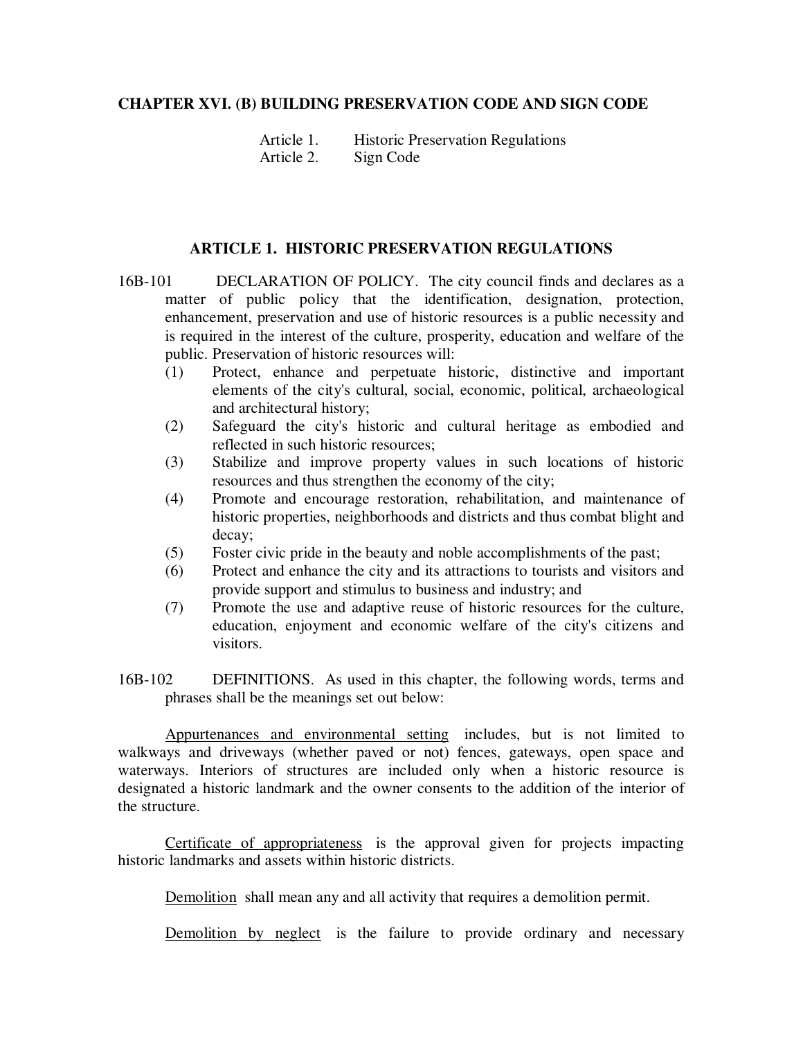## CHAPTER XVI. (B) BUILDING PRESERVATION CODE AND SIGN CODE

Article 1. Historic Preservation Regulations
Article 2. Sign Code

### ARTICLE 1. HISTORIC PRESERVATION REGULATIONS

16B-101 DECLARATION OF POLICY. The city council finds and declares as a matter of public policy that the identification, designation, protection, enhancement, preservation and use of historic resources is a public necessity and is required in the interest of the culture, prosperity, education and welfare of the public. Preservation of historic resources will:

(1) Protect, enhance and perpetuate historic, distinctive and important elements of the city's cultural, social, economic, political, archaeological and architectural history;
(2) Safeguard the city's historic and cultural heritage as embodied and reflected in such historic resources;
(3) Stabilize and improve property values in such locations of historic resources and thus strengthen the economy of the city;
(4) Promote and encourage restoration, rehabilitation, and maintenance of historic properties, neighborhoods and districts and thus combat blight and decay;
(5) Foster civic pride in the beauty and noble accomplishments of the past;
(6) Protect and enhance the city and its attractions to tourists and visitors and provide support and stimulus to business and industry; and
(7) Promote the use and adaptive reuse of historic resources for the culture, education, enjoyment and economic welfare of the city's citizens and visitors.

16B-102 DEFINITIONS. As used in this chapter, the following words, terms and phrases shall be the meanings set out below:

Appurtenances and environmental setting includes, but is not limited to walkways and driveways (whether paved or not) fences, gateways, open space and waterways. Interiors of structures are included only when a historic resource is designated a historic landmark and the owner consents to the addition of the interior of the structure.

Certificate of appropriateness is the approval given for projects impacting historic landmarks and assets within historic districts.

Demolition shall mean any and all activity that requires a demolition permit.

Demolition by neglect is the failure to provide ordinary and necessary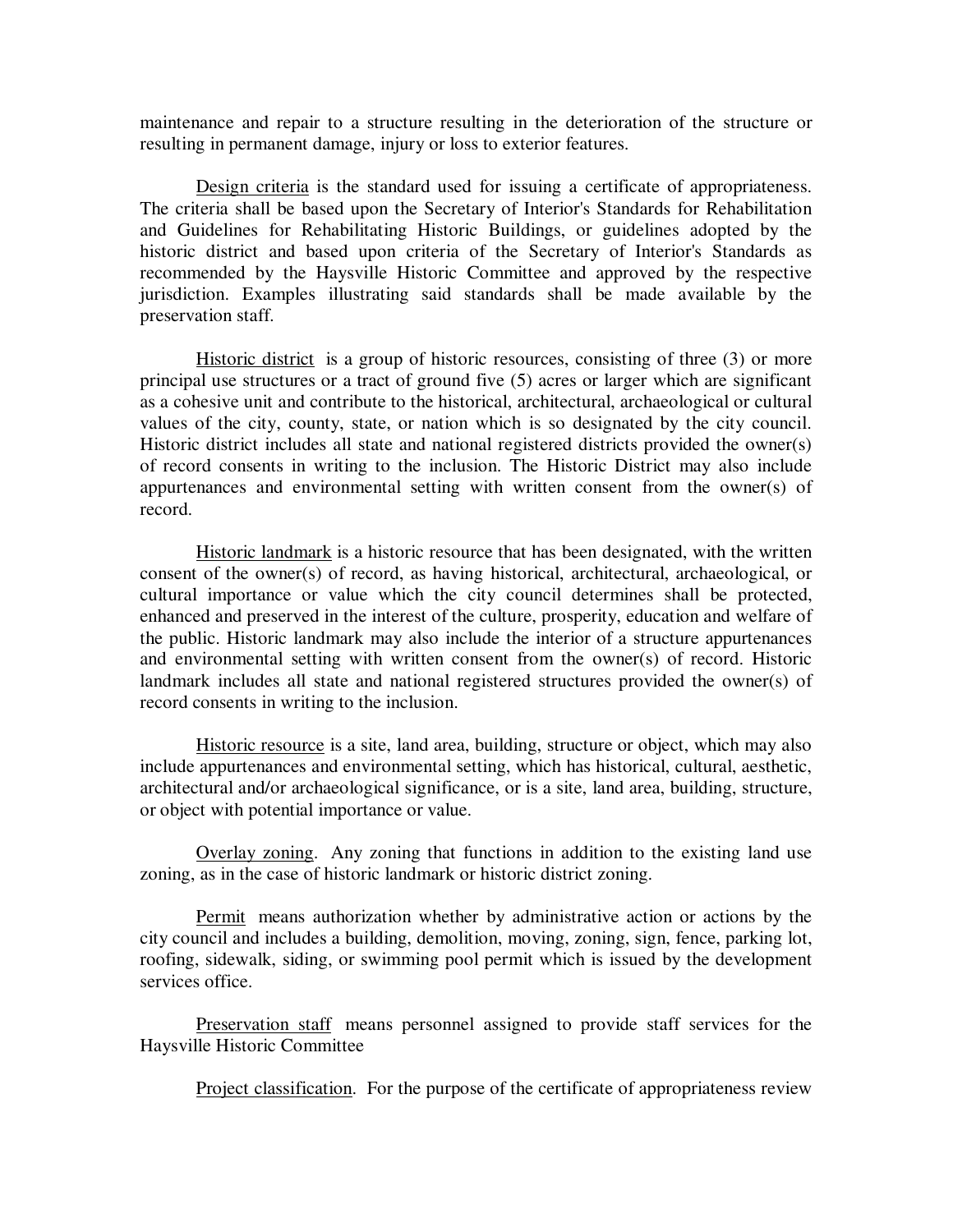maintenance and repair to a structure resulting in the deterioration of the structure or resulting in permanent damage, injury or loss to exterior features.

Design criteria is the standard used for issuing a certificate of appropriateness. The criteria shall be based upon the Secretary of Interior's Standards for Rehabilitation and Guidelines for Rehabilitating Historic Buildings, or guidelines adopted by the historic district and based upon criteria of the Secretary of Interior's Standards as recommended by the Haysville Historic Committee and approved by the respective jurisdiction. Examples illustrating said standards shall be made available by the preservation staff.

Historic district is a group of historic resources, consisting of three (3) or more principal use structures or a tract of ground five (5) acres or larger which are significant as a cohesive unit and contribute to the historical, architectural, archaeological or cultural values of the city, county, state, or nation which is so designated by the city council. Historic district includes all state and national registered districts provided the owner(s) of record consents in writing to the inclusion. The Historic District may also include appurtenances and environmental setting with written consent from the owner(s) of record.

Historic landmark is a historic resource that has been designated, with the written consent of the owner(s) of record, as having historical, architectural, archaeological, or cultural importance or value which the city council determines shall be protected, enhanced and preserved in the interest of the culture, prosperity, education and welfare of the public. Historic landmark may also include the interior of a structure appurtenances and environmental setting with written consent from the owner(s) of record. Historic landmark includes all state and national registered structures provided the owner(s) of record consents in writing to the inclusion.

Historic resource is a site, land area, building, structure or object, which may also include appurtenances and environmental setting, which has historical, cultural, aesthetic, architectural and/or archaeological significance, or is a site, land area, building, structure, or object with potential importance or value.

Overlay zoning. Any zoning that functions in addition to the existing land use zoning, as in the case of historic landmark or historic district zoning.

Permit means authorization whether by administrative action or actions by the city council and includes a building, demolition, moving, zoning, sign, fence, parking lot, roofing, sidewalk, siding, or swimming pool permit which is issued by the development services office.

Preservation staff means personnel assigned to provide staff services for the Haysville Historic Committee

Project classification. For the purpose of the certificate of appropriateness review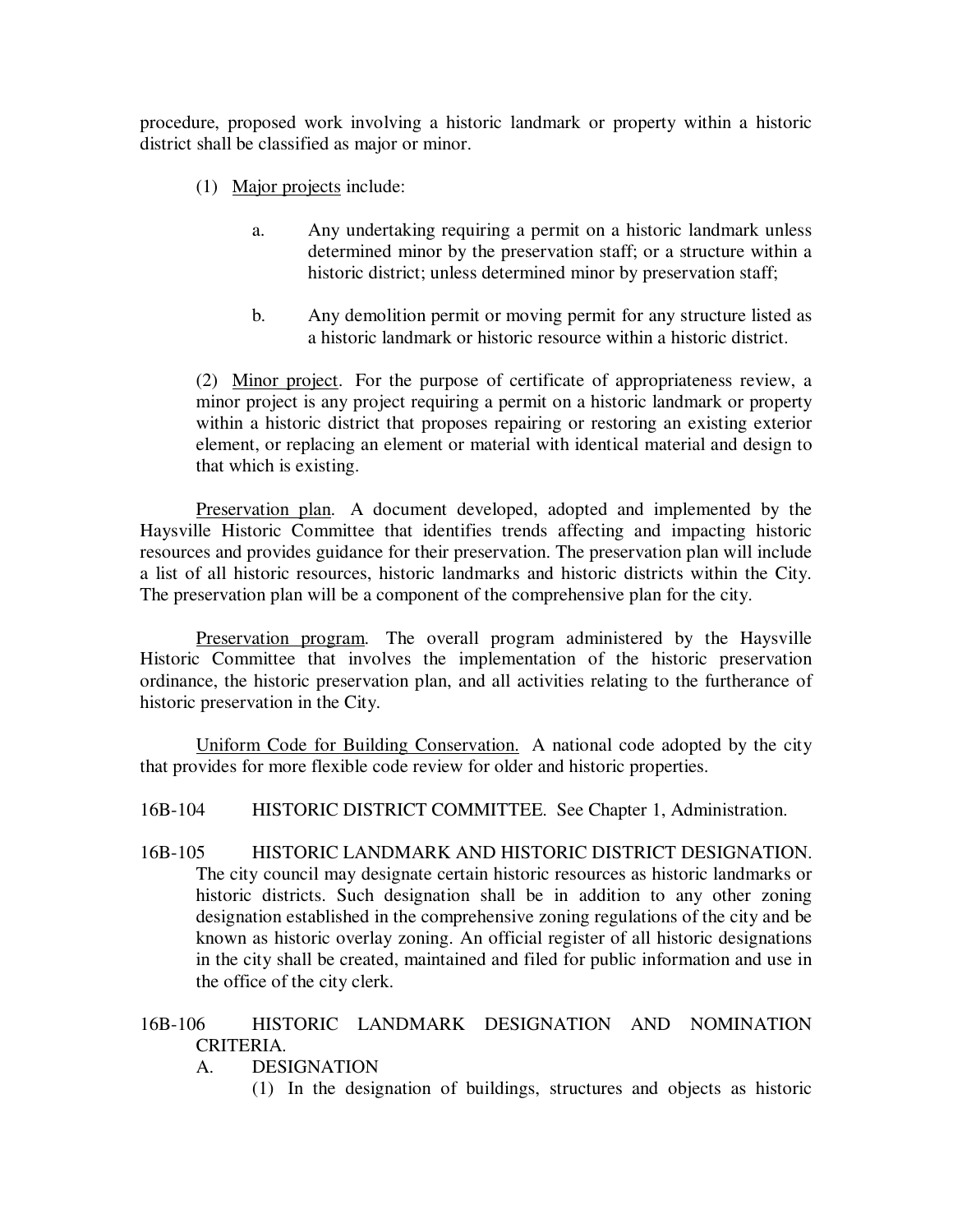procedure, proposed work involving a historic landmark or property within a historic district shall be classified as major or minor.

(1) Major projects include:

a. Any undertaking requiring a permit on a historic landmark unless determined minor by the preservation staff; or a structure within a historic district; unless determined minor by preservation staff;

b. Any demolition permit or moving permit for any structure listed as a historic landmark or historic resource within a historic district.

(2) Minor project. For the purpose of certificate of appropriateness review, a minor project is any project requiring a permit on a historic landmark or property within a historic district that proposes repairing or restoring an existing exterior element, or replacing an element or material with identical material and design to that which is existing.

Preservation plan. A document developed, adopted and implemented by the Haysville Historic Committee that identifies trends affecting and impacting historic resources and provides guidance for their preservation. The preservation plan will include a list of all historic resources, historic landmarks and historic districts within the City. The preservation plan will be a component of the comprehensive plan for the city.

Preservation program. The overall program administered by the Haysville Historic Committee that involves the implementation of the historic preservation ordinance, the historic preservation plan, and all activities relating to the furtherance of historic preservation in the City.

Uniform Code for Building Conservation. A national code adopted by the city that provides for more flexible code review for older and historic properties.

16B-104 HISTORIC DISTRICT COMMITTEE. See Chapter 1, Administration.

16B-105 HISTORIC LANDMARK AND HISTORIC DISTRICT DESIGNATION. The city council may designate certain historic resources as historic landmarks or historic districts. Such designation shall be in addition to any other zoning designation established in the comprehensive zoning regulations of the city and be known as historic overlay zoning. An official register of all historic designations in the city shall be created, maintained and filed for public information and use in the office of the city clerk.

16B-106 HISTORIC LANDMARK DESIGNATION AND NOMINATION CRITERIA.

A. DESIGNATION

(1) In the designation of buildings, structures and objects as historic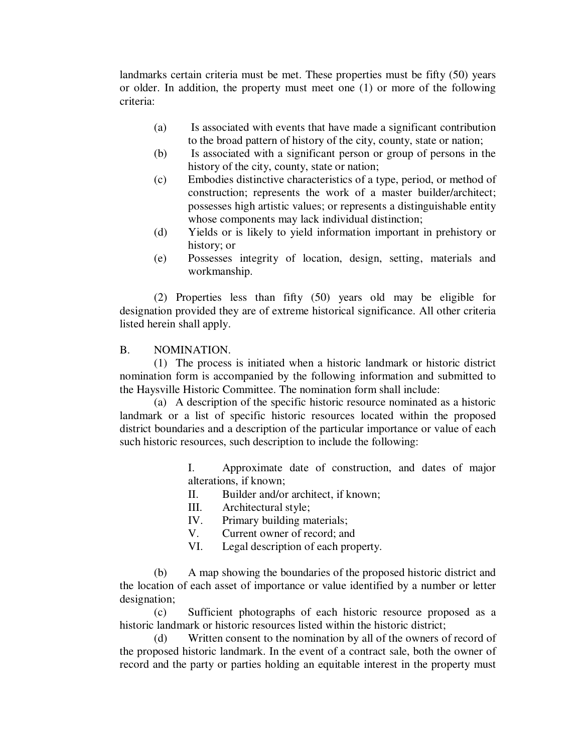landmarks certain criteria must be met. These properties must be fifty (50) years or older. In addition, the property must meet one (1) or more of the following criteria:

- (a) Is associated with events that have made a significant contribution to the broad pattern of history of the city, county, state or nation;
- (b) Is associated with a significant person or group of persons in the history of the city, county, state or nation;
- (c) Embodies distinctive characteristics of a type, period, or method of construction; represents the work of a master builder/architect; possesses high artistic values; or represents a distinguishable entity whose components may lack individual distinction;
- (d) Yields or is likely to yield information important in prehistory or history; or
- (e) Possesses integrity of location, design, setting, materials and workmanship.

(2) Properties less than fifty (50) years old may be eligible for designation provided they are of extreme historical significance. All other criteria listed herein shall apply.

B. NOMINATION.

(1) The process is initiated when a historic landmark or historic district nomination form is accompanied by the following information and submitted to the Haysville Historic Committee. The nomination form shall include:

(a) A description of the specific historic resource nominated as a historic landmark or a list of specific historic resources located within the proposed district boundaries and a description of the particular importance or value of each such historic resources, such description to include the following:

- I. Approximate date of construction, and dates of major alterations, if known;
- II. Builder and/or architect, if known;
- III. Architectural style;
- IV. Primary building materials;
- V. Current owner of record; and
- VI. Legal description of each property.

(b) A map showing the boundaries of the proposed historic district and the location of each asset of importance or value identified by a number or letter designation;

(c) Sufficient photographs of each historic resource proposed as a historic landmark or historic resources listed within the historic district;

(d) Written consent to the nomination by all of the owners of record of the proposed historic landmark. In the event of a contract sale, both the owner of record and the party or parties holding an equitable interest in the property must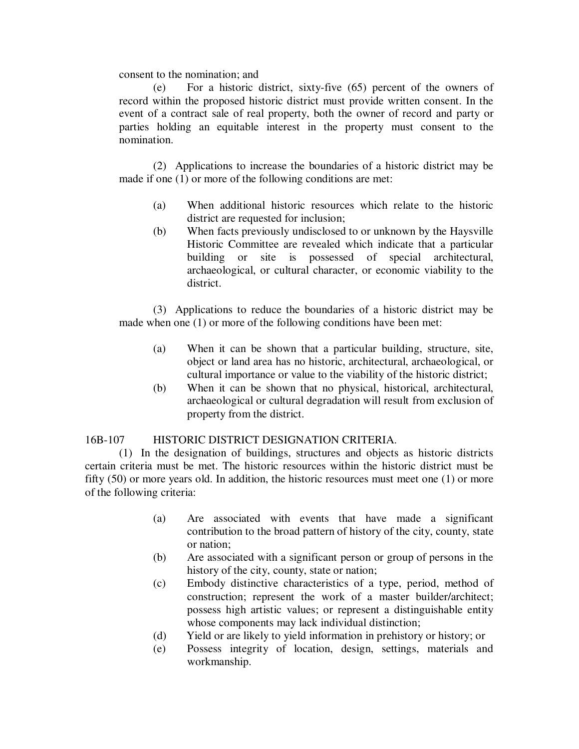consent to the nomination; and

(e) For a historic district, sixty-five (65) percent of the owners of record within the proposed historic district must provide written consent. In the event of a contract sale of real property, both the owner of record and party or parties holding an equitable interest in the property must consent to the nomination.

(2) Applications to increase the boundaries of a historic district may be made if one (1) or more of the following conditions are met:

(a) When additional historic resources which relate to the historic district are requested for inclusion;

(b) When facts previously undisclosed to or unknown by the Haysville Historic Committee are revealed which indicate that a particular building or site is possessed of special architectural, archaeological, or cultural character, or economic viability to the district.

(3) Applications to reduce the boundaries of a historic district may be made when one (1) or more of the following conditions have been met:

(a) When it can be shown that a particular building, structure, site, object or land area has no historic, architectural, archaeological, or cultural importance or value to the viability of the historic district;

(b) When it can be shown that no physical, historical, architectural, archaeological or cultural degradation will result from exclusion of property from the district.

## 16B-107 HISTORIC DISTRICT DESIGNATION CRITERIA.

(1) In the designation of buildings, structures and objects as historic districts certain criteria must be met. The historic resources within the historic district must be fifty (50) or more years old. In addition, the historic resources must meet one (1) or more of the following criteria:

(a) Are associated with events that have made a significant contribution to the broad pattern of history of the city, county, state or nation;

(b) Are associated with a significant person or group of persons in the history of the city, county, state or nation;

(c) Embody distinctive characteristics of a type, period, method of construction; represent the work of a master builder/architect; possess high artistic values; or represent a distinguishable entity whose components may lack individual distinction;

(d) Yield or are likely to yield information in prehistory or history; or

(e) Possess integrity of location, design, settings, materials and workmanship.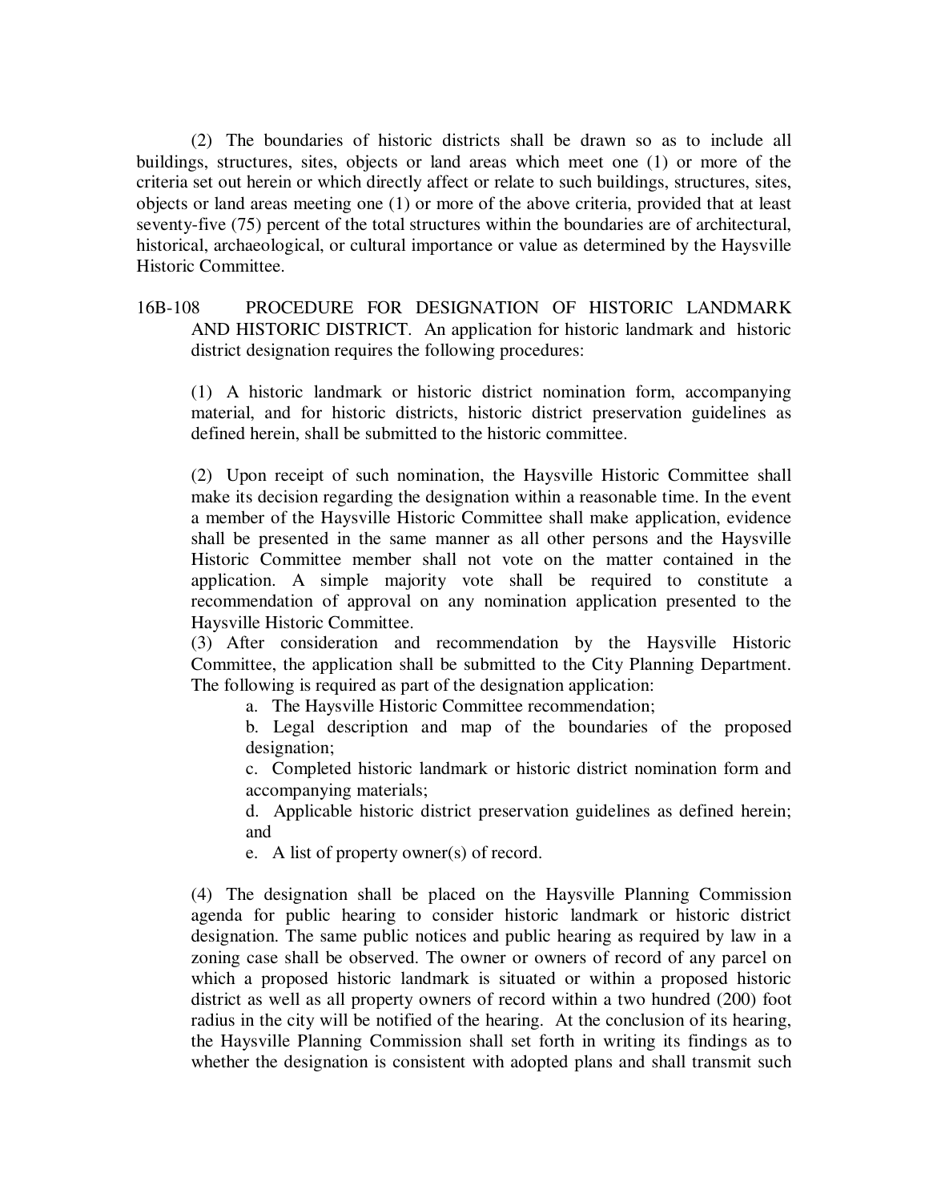(2) The boundaries of historic districts shall be drawn so as to include all buildings, structures, sites, objects or land areas which meet one (1) or more of the criteria set out herein or which directly affect or relate to such buildings, structures, sites, objects or land areas meeting one (1) or more of the above criteria, provided that at least seventy-five (75) percent of the total structures within the boundaries are of architectural, historical, archaeological, or cultural importance or value as determined by the Haysville Historic Committee.

16B-108 PROCEDURE FOR DESIGNATION OF HISTORIC LANDMARK AND HISTORIC DISTRICT. An application for historic landmark and historic district designation requires the following procedures:

(1) A historic landmark or historic district nomination form, accompanying material, and for historic districts, historic district preservation guidelines as defined herein, shall be submitted to the historic committee.

(2) Upon receipt of such nomination, the Haysville Historic Committee shall make its decision regarding the designation within a reasonable time. In the event a member of the Haysville Historic Committee shall make application, evidence shall be presented in the same manner as all other persons and the Haysville Historic Committee member shall not vote on the matter contained in the application. A simple majority vote shall be required to constitute a recommendation of approval on any nomination application presented to the Haysville Historic Committee.

(3) After consideration and recommendation by the Haysville Historic Committee, the application shall be submitted to the City Planning Department. The following is required as part of the designation application:

a. The Haysville Historic Committee recommendation;

b. Legal description and map of the boundaries of the proposed designation;

c. Completed historic landmark or historic district nomination form and accompanying materials;

d. Applicable historic district preservation guidelines as defined herein; and

e. A list of property owner(s) of record.

(4) The designation shall be placed on the Haysville Planning Commission agenda for public hearing to consider historic landmark or historic district designation. The same public notices and public hearing as required by law in a zoning case shall be observed. The owner or owners of record of any parcel on which a proposed historic landmark is situated or within a proposed historic district as well as all property owners of record within a two hundred (200) foot radius in the city will be notified of the hearing. At the conclusion of its hearing, the Haysville Planning Commission shall set forth in writing its findings as to whether the designation is consistent with adopted plans and shall transmit such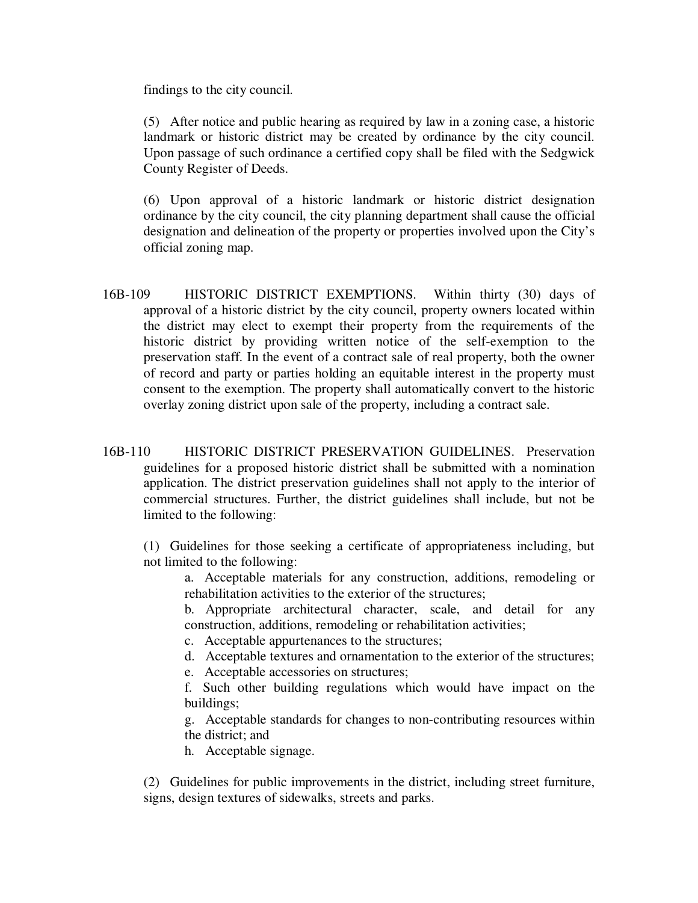findings to the city council.

(5) After notice and public hearing as required by law in a zoning case, a historic landmark or historic district may be created by ordinance by the city council. Upon passage of such ordinance a certified copy shall be filed with the Sedgwick County Register of Deeds.

(6) Upon approval of a historic landmark or historic district designation ordinance by the city council, the city planning department shall cause the official designation and delineation of the property or properties involved upon the City's official zoning map.

16B-109 HISTORIC DISTRICT EXEMPTIONS. Within thirty (30) days of approval of a historic district by the city council, property owners located within the district may elect to exempt their property from the requirements of the historic district by providing written notice of the self-exemption to the preservation staff. In the event of a contract sale of real property, both the owner of record and party or parties holding an equitable interest in the property must consent to the exemption. The property shall automatically convert to the historic overlay zoning district upon sale of the property, including a contract sale.

16B-110 HISTORIC DISTRICT PRESERVATION GUIDELINES. Preservation guidelines for a proposed historic district shall be submitted with a nomination application. The district preservation guidelines shall not apply to the interior of commercial structures. Further, the district guidelines shall include, but not be limited to the following:

(1) Guidelines for those seeking a certificate of appropriateness including, but not limited to the following:

a. Acceptable materials for any construction, additions, remodeling or rehabilitation activities to the exterior of the structures;
b. Appropriate architectural character, scale, and detail for any construction, additions, remodeling or rehabilitation activities;
c. Acceptable appurtenances to the structures;
d. Acceptable textures and ornamentation to the exterior of the structures;
e. Acceptable accessories on structures;
f. Such other building regulations which would have impact on the buildings;
g. Acceptable standards for changes to non-contributing resources within the district; and
h. Acceptable signage.

(2) Guidelines for public improvements in the district, including street furniture, signs, design textures of sidewalks, streets and parks.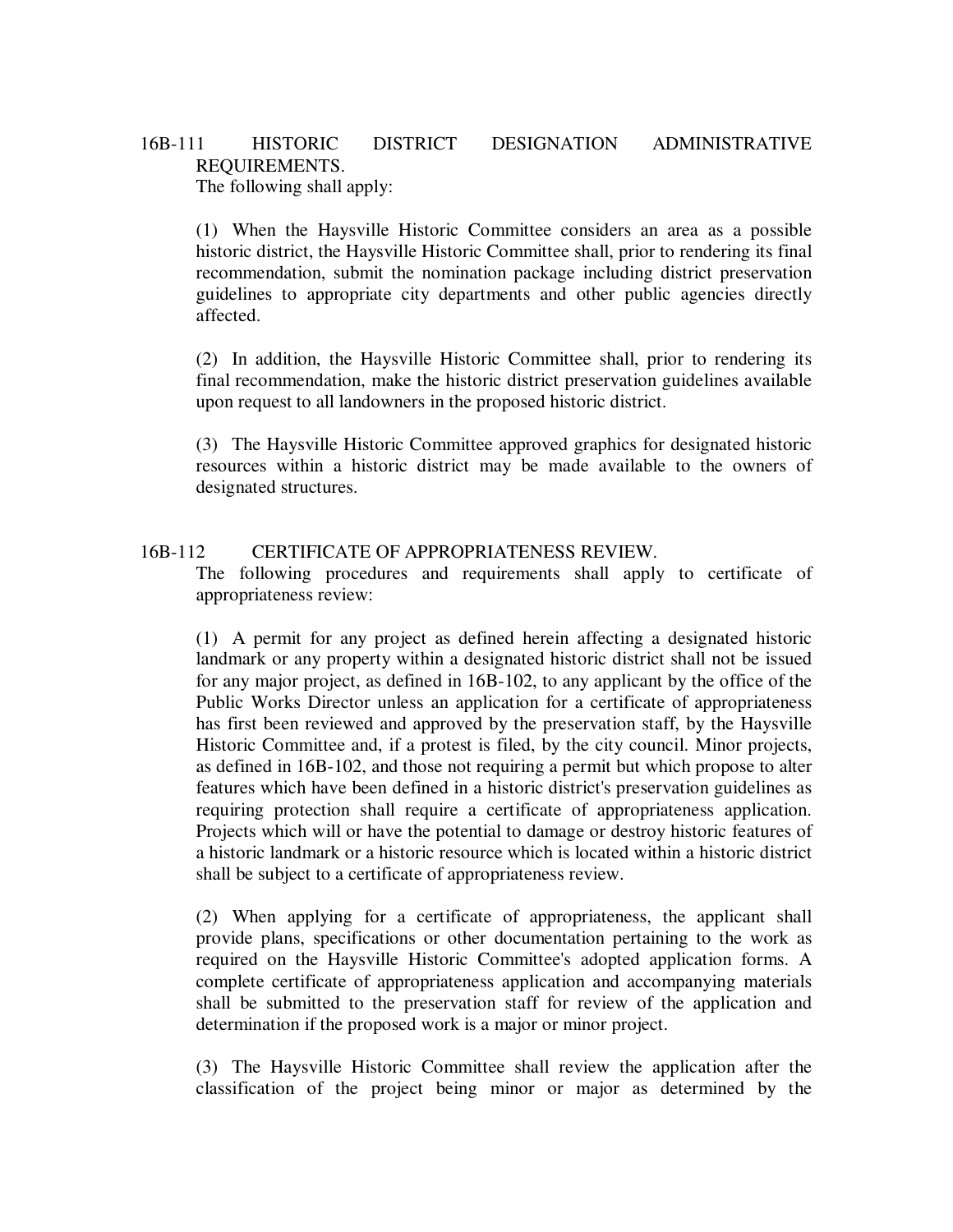## 16B-111 HISTORIC DISTRICT DESIGNATION ADMINISTRATIVE REQUIREMENTS.

The following shall apply:

(1) When the Haysville Historic Committee considers an area as a possible historic district, the Haysville Historic Committee shall, prior to rendering its final recommendation, submit the nomination package including district preservation guidelines to appropriate city departments and other public agencies directly affected.

(2) In addition, the Haysville Historic Committee shall, prior to rendering its final recommendation, make the historic district preservation guidelines available upon request to all landowners in the proposed historic district.

(3) The Haysville Historic Committee approved graphics for designated historic resources within a historic district may be made available to the owners of designated structures.

## 16B-112 CERTIFICATE OF APPROPRIATENESS REVIEW.

The following procedures and requirements shall apply to certificate of appropriateness review:

(1) A permit for any project as defined herein affecting a designated historic landmark or any property within a designated historic district shall not be issued for any major project, as defined in 16B-102, to any applicant by the office of the Public Works Director unless an application for a certificate of appropriateness has first been reviewed and approved by the preservation staff, by the Haysville Historic Committee and, if a protest is filed, by the city council. Minor projects, as defined in 16B-102, and those not requiring a permit but which propose to alter features which have been defined in a historic district's preservation guidelines as requiring protection shall require a certificate of appropriateness application. Projects which will or have the potential to damage or destroy historic features of a historic landmark or a historic resource which is located within a historic district shall be subject to a certificate of appropriateness review.

(2) When applying for a certificate of appropriateness, the applicant shall provide plans, specifications or other documentation pertaining to the work as required on the Haysville Historic Committee's adopted application forms. A complete certificate of appropriateness application and accompanying materials shall be submitted to the preservation staff for review of the application and determination if the proposed work is a major or minor project.

(3) The Haysville Historic Committee shall review the application after the classification of the project being minor or major as determined by the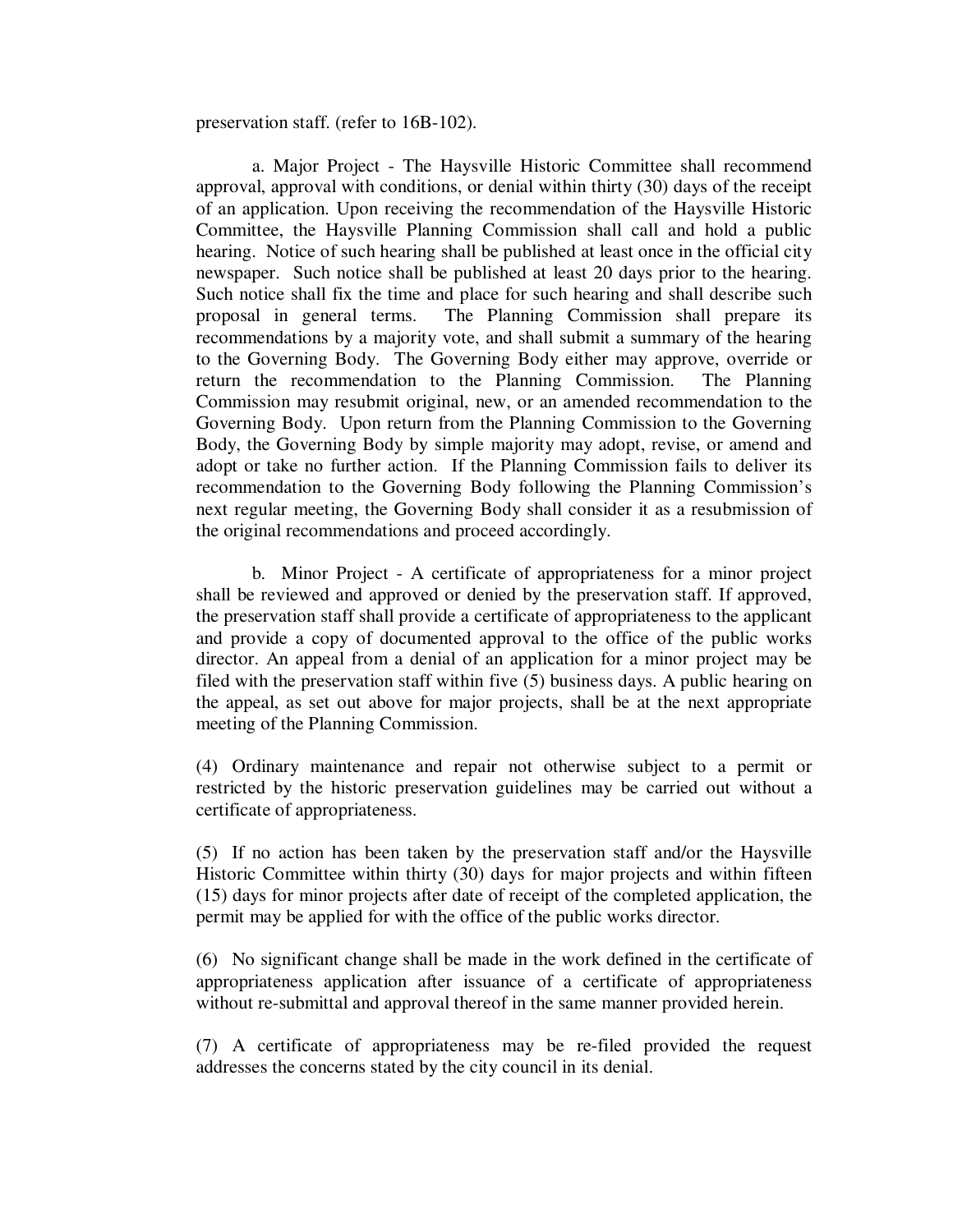preservation staff. (refer to 16B-102).

a. Major Project - The Haysville Historic Committee shall recommend approval, approval with conditions, or denial within thirty (30) days of the receipt of an application. Upon receiving the recommendation of the Haysville Historic Committee, the Haysville Planning Commission shall call and hold a public hearing. Notice of such hearing shall be published at least once in the official city newspaper. Such notice shall be published at least 20 days prior to the hearing. Such notice shall fix the time and place for such hearing and shall describe such proposal in general terms. The Planning Commission shall prepare its recommendations by a majority vote, and shall submit a summary of the hearing to the Governing Body. The Governing Body either may approve, override or return the recommendation to the Planning Commission. The Planning Commission may resubmit original, new, or an amended recommendation to the Governing Body. Upon return from the Planning Commission to the Governing Body, the Governing Body by simple majority may adopt, revise, or amend and adopt or take no further action. If the Planning Commission fails to deliver its recommendation to the Governing Body following the Planning Commission's next regular meeting, the Governing Body shall consider it as a resubmission of the original recommendations and proceed accordingly.

b. Minor Project - A certificate of appropriateness for a minor project shall be reviewed and approved or denied by the preservation staff. If approved, the preservation staff shall provide a certificate of appropriateness to the applicant and provide a copy of documented approval to the office of the public works director. An appeal from a denial of an application for a minor project may be filed with the preservation staff within five (5) business days. A public hearing on the appeal, as set out above for major projects, shall be at the next appropriate meeting of the Planning Commission.

(4) Ordinary maintenance and repair not otherwise subject to a permit or restricted by the historic preservation guidelines may be carried out without a certificate of appropriateness.

(5) If no action has been taken by the preservation staff and/or the Haysville Historic Committee within thirty (30) days for major projects and within fifteen (15) days for minor projects after date of receipt of the completed application, the permit may be applied for with the office of the public works director.

(6) No significant change shall be made in the work defined in the certificate of appropriateness application after issuance of a certificate of appropriateness without re-submittal and approval thereof in the same manner provided herein.

(7) A certificate of appropriateness may be re-filed provided the request addresses the concerns stated by the city council in its denial.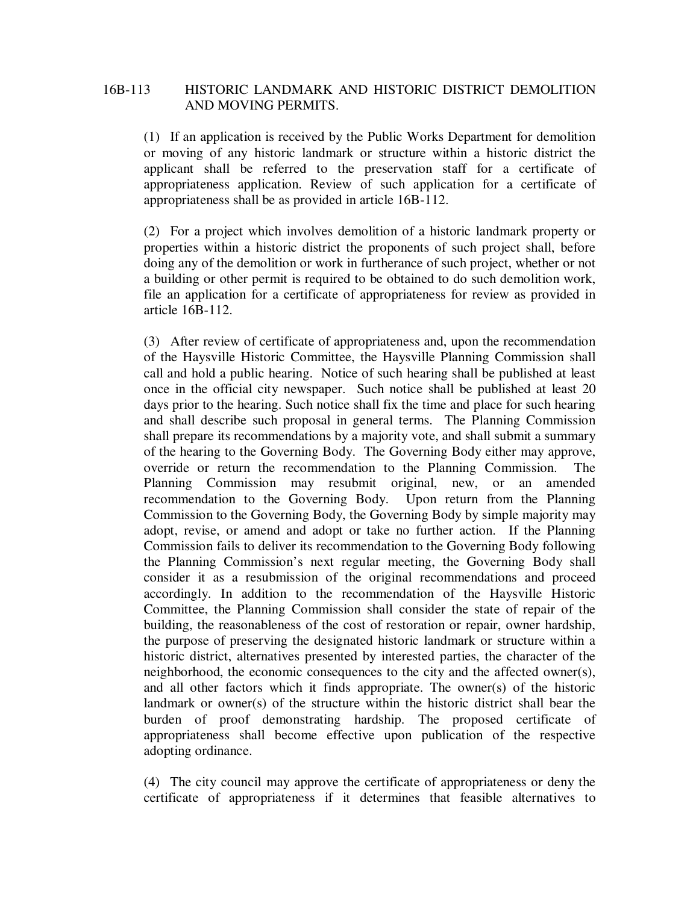16B-113 HISTORIC LANDMARK AND HISTORIC DISTRICT DEMOLITION AND MOVING PERMITS.

(1) If an application is received by the Public Works Department for demolition or moving of any historic landmark or structure within a historic district the applicant shall be referred to the preservation staff for a certificate of appropriateness application. Review of such application for a certificate of appropriateness shall be as provided in article 16B-112.

(2) For a project which involves demolition of a historic landmark property or properties within a historic district the proponents of such project shall, before doing any of the demolition or work in furtherance of such project, whether or not a building or other permit is required to be obtained to do such demolition work, file an application for a certificate of appropriateness for review as provided in article 16B-112.

(3) After review of certificate of appropriateness and, upon the recommendation of the Haysville Historic Committee, the Haysville Planning Commission shall call and hold a public hearing. Notice of such hearing shall be published at least once in the official city newspaper. Such notice shall be published at least 20 days prior to the hearing. Such notice shall fix the time and place for such hearing and shall describe such proposal in general terms. The Planning Commission shall prepare its recommendations by a majority vote, and shall submit a summary of the hearing to the Governing Body. The Governing Body either may approve, override or return the recommendation to the Planning Commission. The Planning Commission may resubmit original, new, or an amended recommendation to the Governing Body. Upon return from the Planning Commission to the Governing Body, the Governing Body by simple majority may adopt, revise, or amend and adopt or take no further action. If the Planning Commission fails to deliver its recommendation to the Governing Body following the Planning Commission's next regular meeting, the Governing Body shall consider it as a resubmission of the original recommendations and proceed accordingly. In addition to the recommendation of the Haysville Historic Committee, the Planning Commission shall consider the state of repair of the building, the reasonableness of the cost of restoration or repair, owner hardship, the purpose of preserving the designated historic landmark or structure within a historic district, alternatives presented by interested parties, the character of the neighborhood, the economic consequences to the city and the affected owner(s), and all other factors which it finds appropriate. The owner(s) of the historic landmark or owner(s) of the structure within the historic district shall bear the burden of proof demonstrating hardship. The proposed certificate of appropriateness shall become effective upon publication of the respective adopting ordinance.

(4) The city council may approve the certificate of appropriateness or deny the certificate of appropriateness if it determines that feasible alternatives to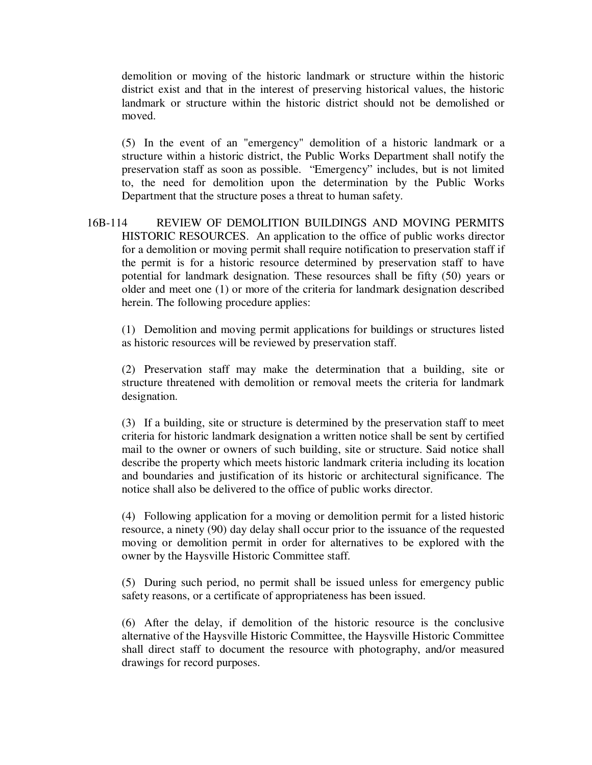demolition or moving of the historic landmark or structure within the historic district exist and that in the interest of preserving historical values, the historic landmark or structure within the historic district should not be demolished or moved.

(5) In the event of an "emergency" demolition of a historic landmark or a structure within a historic district, the Public Works Department shall notify the preservation staff as soon as possible. "Emergency" includes, but is not limited to, the need for demolition upon the determination by the Public Works Department that the structure poses a threat to human safety.

16B-114 REVIEW OF DEMOLITION BUILDINGS AND MOVING PERMITS HISTORIC RESOURCES. An application to the office of public works director for a demolition or moving permit shall require notification to preservation staff if the permit is for a historic resource determined by preservation staff to have potential for landmark designation. These resources shall be fifty (50) years or older and meet one (1) or more of the criteria for landmark designation described herein. The following procedure applies:

(1) Demolition and moving permit applications for buildings or structures listed as historic resources will be reviewed by preservation staff.

(2) Preservation staff may make the determination that a building, site or structure threatened with demolition or removal meets the criteria for landmark designation.

(3) If a building, site or structure is determined by the preservation staff to meet criteria for historic landmark designation a written notice shall be sent by certified mail to the owner or owners of such building, site or structure. Said notice shall describe the property which meets historic landmark criteria including its location and boundaries and justification of its historic or architectural significance. The notice shall also be delivered to the office of public works director.

(4) Following application for a moving or demolition permit for a listed historic resource, a ninety (90) day delay shall occur prior to the issuance of the requested moving or demolition permit in order for alternatives to be explored with the owner by the Haysville Historic Committee staff.

(5) During such period, no permit shall be issued unless for emergency public safety reasons, or a certificate of appropriateness has been issued.

(6) After the delay, if demolition of the historic resource is the conclusive alternative of the Haysville Historic Committee, the Haysville Historic Committee shall direct staff to document the resource with photography, and/or measured drawings for record purposes.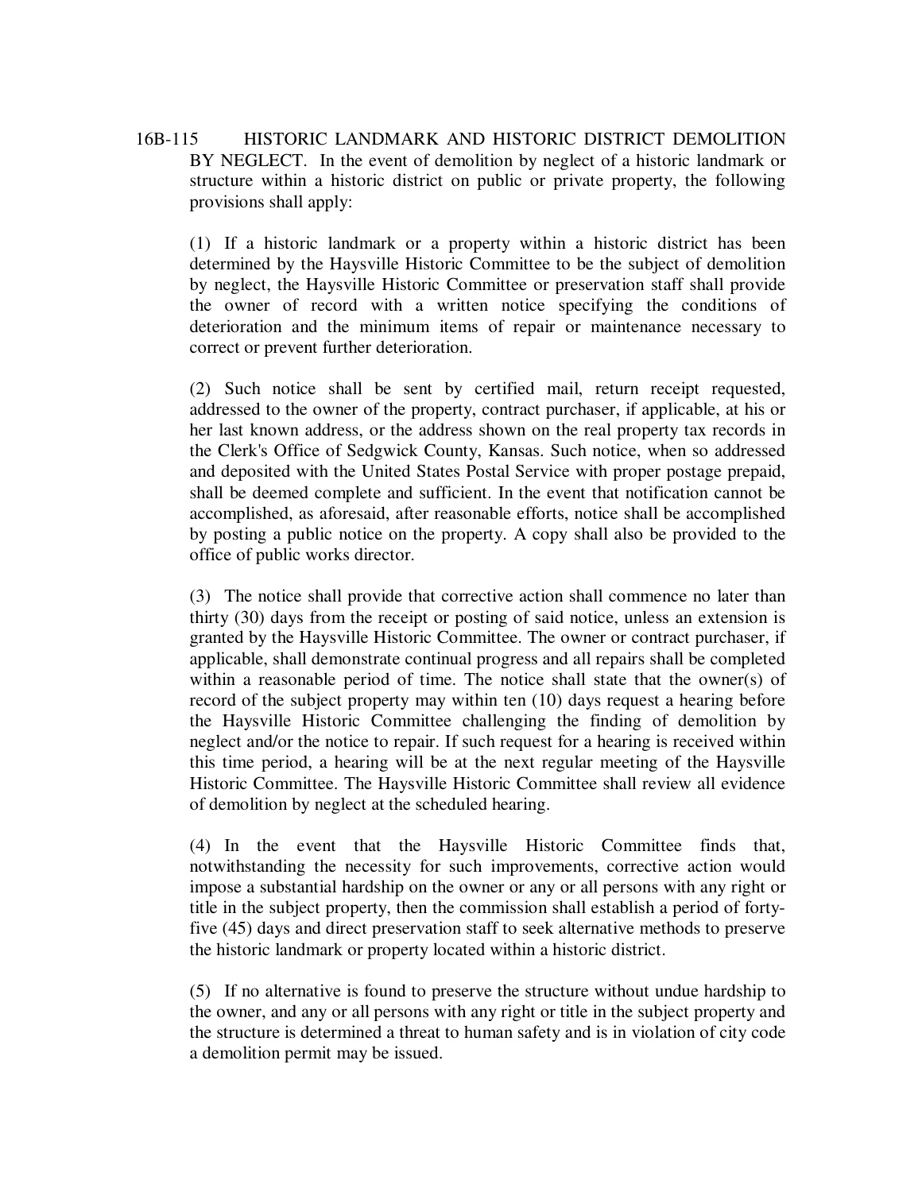16B-115 HISTORIC LANDMARK AND HISTORIC DISTRICT DEMOLITION BY NEGLECT. In the event of demolition by neglect of a historic landmark or structure within a historic district on public or private property, the following provisions shall apply:

(1) If a historic landmark or a property within a historic district has been determined by the Haysville Historic Committee to be the subject of demolition by neglect, the Haysville Historic Committee or preservation staff shall provide the owner of record with a written notice specifying the conditions of deterioration and the minimum items of repair or maintenance necessary to correct or prevent further deterioration.

(2) Such notice shall be sent by certified mail, return receipt requested, addressed to the owner of the property, contract purchaser, if applicable, at his or her last known address, or the address shown on the real property tax records in the Clerk's Office of Sedgwick County, Kansas. Such notice, when so addressed and deposited with the United States Postal Service with proper postage prepaid, shall be deemed complete and sufficient. In the event that notification cannot be accomplished, as aforesaid, after reasonable efforts, notice shall be accomplished by posting a public notice on the property. A copy shall also be provided to the office of public works director.

(3) The notice shall provide that corrective action shall commence no later than thirty (30) days from the receipt or posting of said notice, unless an extension is granted by the Haysville Historic Committee. The owner or contract purchaser, if applicable, shall demonstrate continual progress and all repairs shall be completed within a reasonable period of time. The notice shall state that the owner(s) of record of the subject property may within ten (10) days request a hearing before the Haysville Historic Committee challenging the finding of demolition by neglect and/or the notice to repair. If such request for a hearing is received within this time period, a hearing will be at the next regular meeting of the Haysville Historic Committee. The Haysville Historic Committee shall review all evidence of demolition by neglect at the scheduled hearing.

(4) In the event that the Haysville Historic Committee finds that, notwithstanding the necessity for such improvements, corrective action would impose a substantial hardship on the owner or any or all persons with any right or title in the subject property, then the commission shall establish a period of forty-five (45) days and direct preservation staff to seek alternative methods to preserve the historic landmark or property located within a historic district.

(5) If no alternative is found to preserve the structure without undue hardship to the owner, and any or all persons with any right or title in the subject property and the structure is determined a threat to human safety and is in violation of city code a demolition permit may be issued.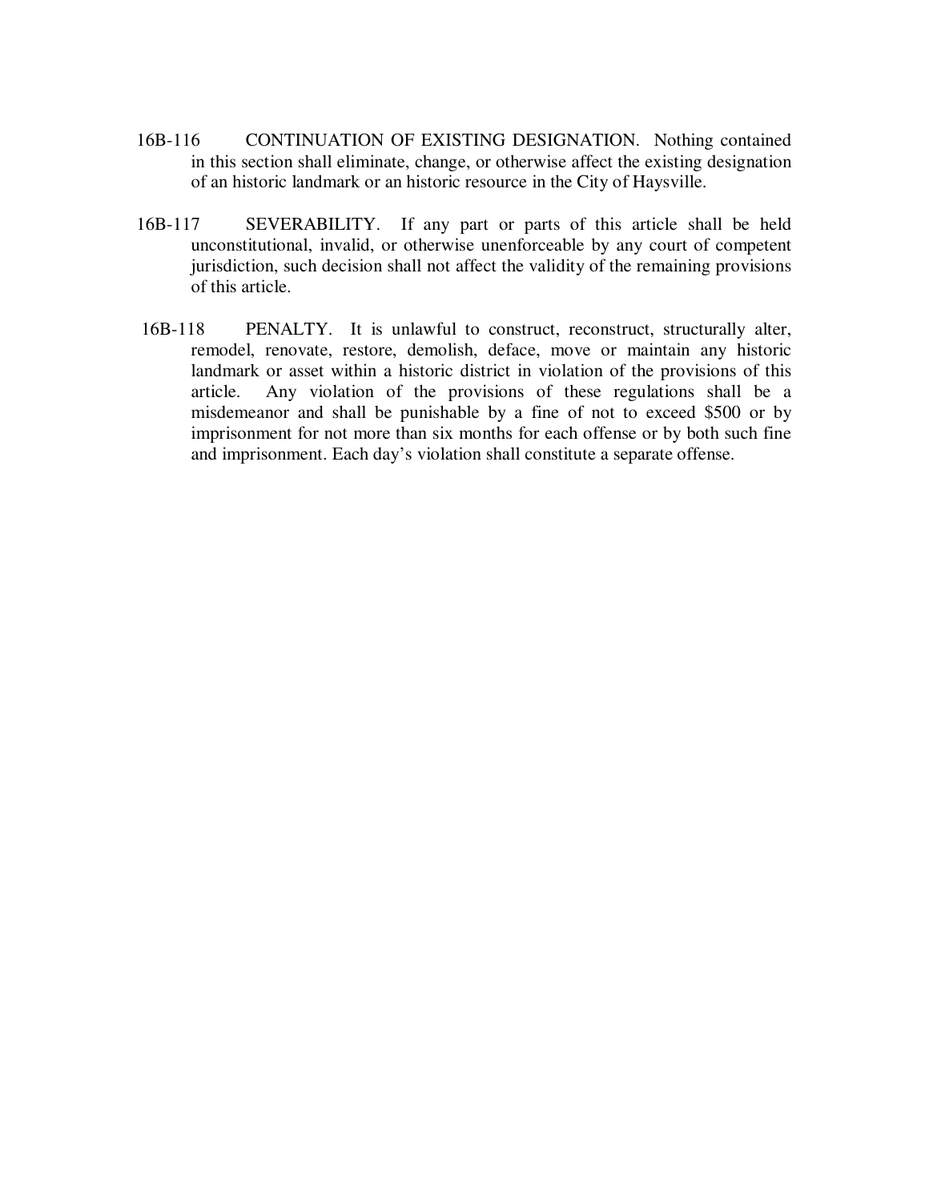16B-116 CONTINUATION OF EXISTING DESIGNATION. Nothing contained in this section shall eliminate, change, or otherwise affect the existing designation of an historic landmark or an historic resource in the City of Haysville.

16B-117 SEVERABILITY. If any part or parts of this article shall be held unconstitutional, invalid, or otherwise unenforceable by any court of competent jurisdiction, such decision shall not affect the validity of the remaining provisions of this article.

16B-118 PENALTY. It is unlawful to construct, reconstruct, structurally alter, remodel, renovate, restore, demolish, deface, move or maintain any historic landmark or asset within a historic district in violation of the provisions of this article. Any violation of the provisions of these regulations shall be a misdemeanor and shall be punishable by a fine of not to exceed $500 or by imprisonment for not more than six months for each offense or by both such fine and imprisonment. Each day's violation shall constitute a separate offense.